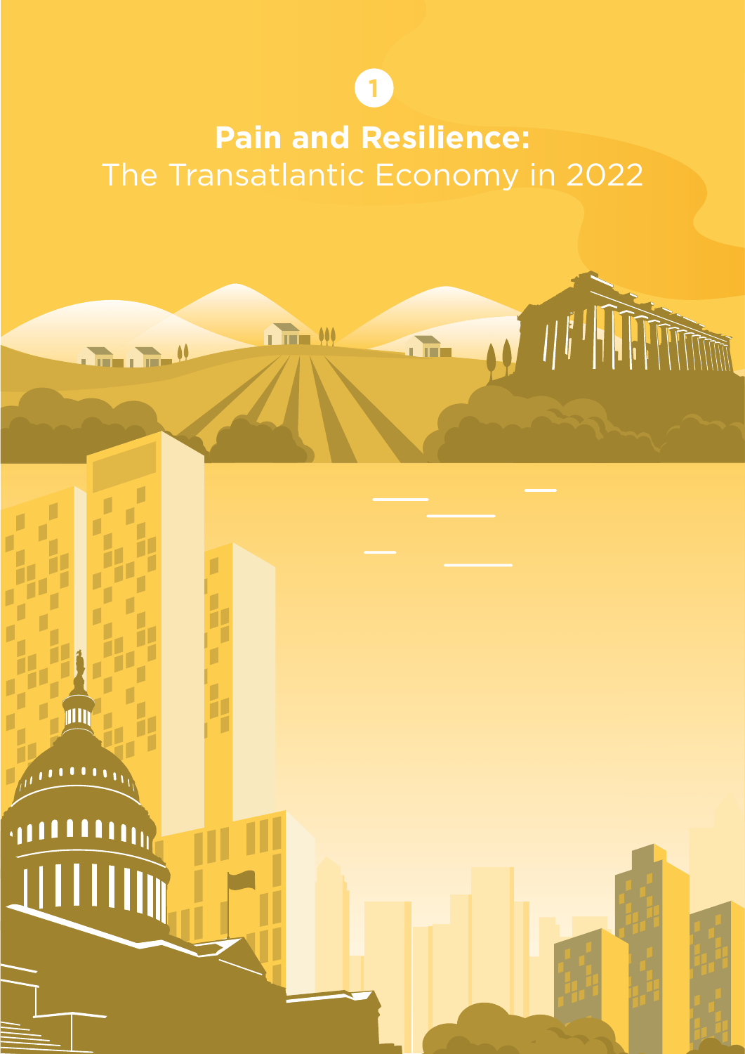1

# **Pain and Resilience:** The Transatlantic Economy in 2022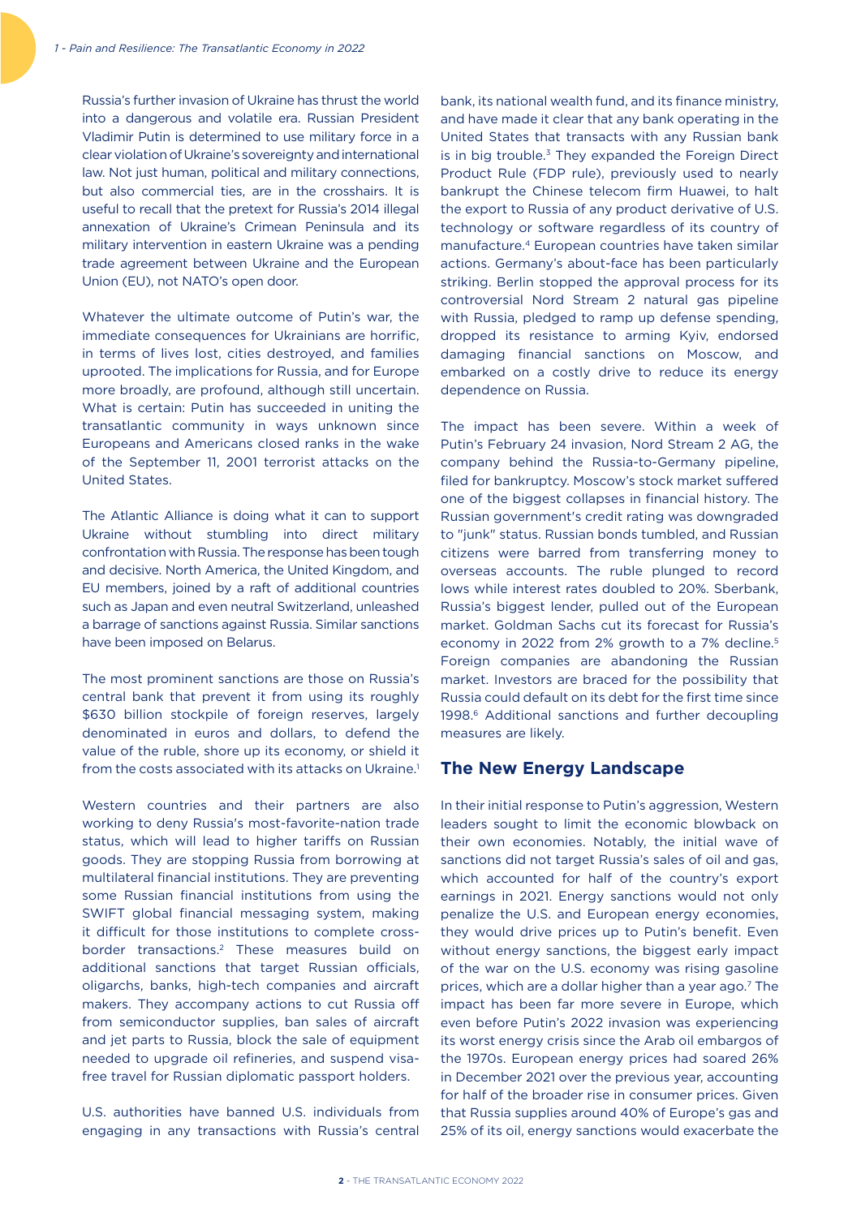Russia's further invasion of Ukraine has thrust the world into a dangerous and volatile era. Russian President Vladimir Putin is determined to use military force in a clear violation of Ukraine's sovereignty and international law. Not just human, political and military connections, but also commercial ties, are in the crosshairs. It is useful to recall that the pretext for Russia's 2014 illegal annexation of Ukraine's Crimean Peninsula and its military intervention in eastern Ukraine was a pending trade agreement between Ukraine and the European Union (EU), not NATO's open door.

Whatever the ultimate outcome of Putin's war, the immediate consequences for Ukrainians are horrific, in terms of lives lost, cities destroyed, and families uprooted. The implications for Russia, and for Europe more broadly, are profound, although still uncertain. What is certain: Putin has succeeded in uniting the transatlantic community in ways unknown since Europeans and Americans closed ranks in the wake of the September 11, 2001 terrorist attacks on the United States.

The Atlantic Alliance is doing what it can to support Ukraine without stumbling into direct military confrontation with Russia. The response has been tough and decisive. North America, the United Kingdom, and EU members, joined by a raft of additional countries such as Japan and even neutral Switzerland, unleashed a barrage of sanctions against Russia. Similar sanctions have been imposed on Belarus.

The most prominent sanctions are those on Russia's central bank that prevent it from using its roughly $630 billion stockpile of foreign reserves, largely denominated in euros and dollars, to defend the value of the ruble, shore up its economy, or shield it from the costs associated with its attacks on Ukraine.[1]

Western countries and their partners are also working to deny Russia's most-favorite-nation trade status, which will lead to higher tariffs on Russian goods. They are stopping Russia from borrowing at multilateral financial institutions. They are preventing some Russian financial institutions from using the SWIFT global financial messaging system, making it difficult for those institutions to complete cross-border transactions.[2] These measures build on additional sanctions that target Russian officials, oligarchs, banks, high-tech companies and aircraft makers. They accompany actions to cut Russia off from semiconductor supplies, ban sales of aircraft and jet parts to Russia, block the sale of equipment needed to upgrade oil refineries, and suspend visa-free travel for Russian diplomatic passport holders.

U.S. authorities have banned U.S. individuals from engaging in any transactions with Russia's central bank, its national wealth fund, and its finance ministry, and have made it clear that any bank operating in the United States that transacts with any Russian bank is in big trouble.[3] They expanded the Foreign Direct Product Rule (FDP rule), previously used to nearly bankrupt the Chinese telecom firm Huawei, to halt the export to Russia of any product derivative of U.S. technology or software regardless of its country of manufacture.[4] European countries have taken similar actions. Germany's about-face has been particularly striking. Berlin stopped the approval process for its controversial Nord Stream 2 natural gas pipeline with Russia, pledged to ramp up defense spending, dropped its resistance to arming Kyiv, endorsed damaging financial sanctions on Moscow, and embarked on a costly drive to reduce its energy dependence on Russia.

The impact has been severe. Within a week of Putin's February 24 invasion, Nord Stream 2 AG, the company behind the Russia-to-Germany pipeline, filed for bankruptcy. Moscow's stock market suffered one of the biggest collapses in financial history. The Russian government's credit rating was downgraded to "junk" status. Russian bonds tumbled, and Russian citizens were barred from transferring money to overseas accounts. The ruble plunged to record lows while interest rates doubled to 20%. Sberbank, Russia's biggest lender, pulled out of the European market. Goldman Sachs cut its forecast for Russia's economy in 2022 from 2% growth to a 7% decline.[5] Foreign companies are abandoning the Russian market. Investors are braced for the possibility that Russia could default on its debt for the first time since 1998.[6] Additional sanctions and further decoupling measures are likely.

## The New Energy Landscape

In their initial response to Putin's aggression, Western leaders sought to limit the economic blowback on their own economies. Notably, the initial wave of sanctions did not target Russia's sales of oil and gas, which accounted for half of the country's export earnings in 2021. Energy sanctions would not only penalize the U.S. and European energy economies, they would drive prices up to Putin's benefit. Even without energy sanctions, the biggest early impact of the war on the U.S. economy was rising gasoline prices, which are a dollar higher than a year ago.[7] The impact has been far more severe in Europe, which even before Putin's 2022 invasion was experiencing its worst energy crisis since the Arab oil embargos of the 1970s. European energy prices had soared 26% in December 2021 over the previous year, accounting for half of the broader rise in consumer prices. Given that Russia supplies around 40% of Europe's gas and 25% of its oil, energy sanctions would exacerbate the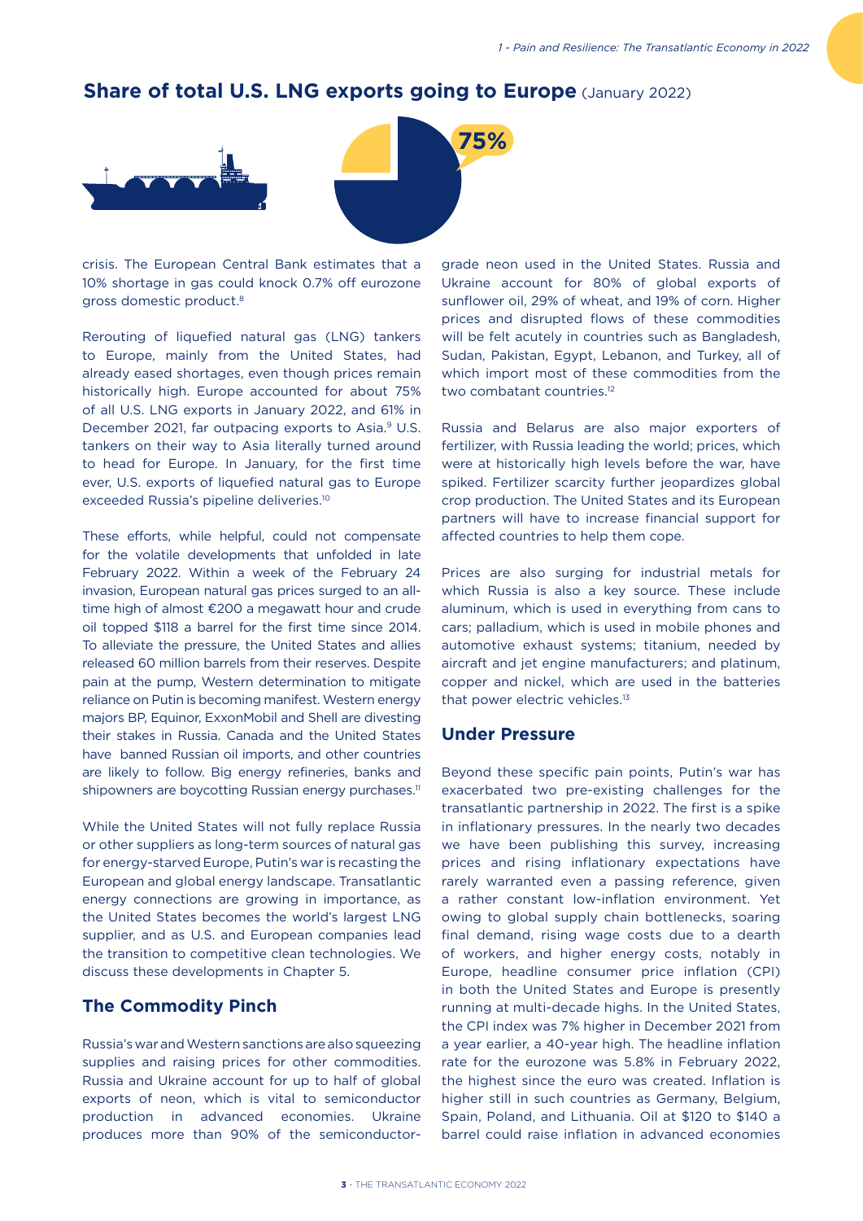## Share of total U.S. LNG exports going to Europe (January 2022)

75%

crisis. The European Central Bank estimates that a 10% shortage in gas could knock 0.7% off eurozone gross domestic product.[8]

Rerouting of liquefied natural gas (LNG) tankers to Europe, mainly from the United States, had already eased shortages, even though prices remain historically high. Europe accounted for about 75% of all U.S. LNG exports in January 2022, and 61% in December 2021, far outpacing exports to Asia.[9] U.S. tankers on their way to Asia literally turned around to head for Europe. In January, for the first time ever, U.S. exports of liquefied natural gas to Europe exceeded Russia's pipeline deliveries.[10]

These efforts, while helpful, could not compensate for the volatile developments that unfolded in late February 2022. Within a week of the February 24 invasion, European natural gas prices surged to an all-time high of almost €200 a megawatt hour and crude oil topped $118 a barrel for the first time since 2014. To alleviate the pressure, the United States and allies released 60 million barrels from their reserves. Despite pain at the pump, Western determination to mitigate reliance on Putin is becoming manifest. Western energy majors BP, Equinor, ExxonMobil and Shell are divesting their stakes in Russia. Canada and the United States have banned Russian oil imports, and other countries are likely to follow. Big energy refineries, banks and shipowners are boycotting Russian energy purchases.[11]

While the United States will not fully replace Russia or other suppliers as long-term sources of natural gas for energy-starved Europe, Putin's war is recasting the European and global energy landscape. Transatlantic energy connections are growing in importance, as the United States becomes the world's largest LNG supplier, and as U.S. and European companies lead the transition to competitive clean technologies. We discuss these developments in Chapter 5.

## The Commodity Pinch

Russia's war and Western sanctions are also squeezing supplies and raising prices for other commodities. Russia and Ukraine account for up to half of global exports of neon, which is vital to semiconductor production in advanced economies. Ukraine produces more than 90% of the semiconductor-grade neon used in the United States. Russia and Ukraine account for 80% of global exports of sunflower oil, 29% of wheat, and 19% of corn. Higher prices and disrupted flows of these commodities will be felt acutely in countries such as Bangladesh, Sudan, Pakistan, Egypt, Lebanon, and Turkey, all of which import most of these commodities from the two combatant countries.[12]

Russia and Belarus are also major exporters of fertilizer, with Russia leading the world; prices, which were at historically high levels before the war, have spiked. Fertilizer scarcity further jeopardizes global crop production. The United States and its European partners will have to increase financial support for affected countries to help them cope.

Prices are also surging for industrial metals for which Russia is also a key source. These include aluminum, which is used in everything from cans to cars; palladium, which is used in mobile phones and automotive exhaust systems; titanium, needed by aircraft and jet engine manufacturers; and platinum, copper and nickel, which are used in the batteries that power electric vehicles.[13]

## Under Pressure

Beyond these specific pain points, Putin's war has exacerbated two pre-existing challenges for the transatlantic partnership in 2022. The first is a spike in inflationary pressures. In the nearly two decades we have been publishing this survey, increasing prices and rising inflationary expectations have rarely warranted even a passing reference, given a rather constant low-inflation environment. Yet owing to global supply chain bottlenecks, soaring final demand, rising wage costs due to a dearth of workers, and higher energy costs, notably in Europe, headline consumer price inflation (CPI) in both the United States and Europe is presently running at multi-decade highs. In the United States, the CPI index was 7% higher in December 2021 from a year earlier, a 40-year high. The headline inflation rate for the eurozone was 5.8% in February 2022, the highest since the euro was created. Inflation is higher still in such countries as Germany, Belgium, Spain, Poland, and Lithuania. Oil at $120 to $140 a barrel could raise inflation in advanced economies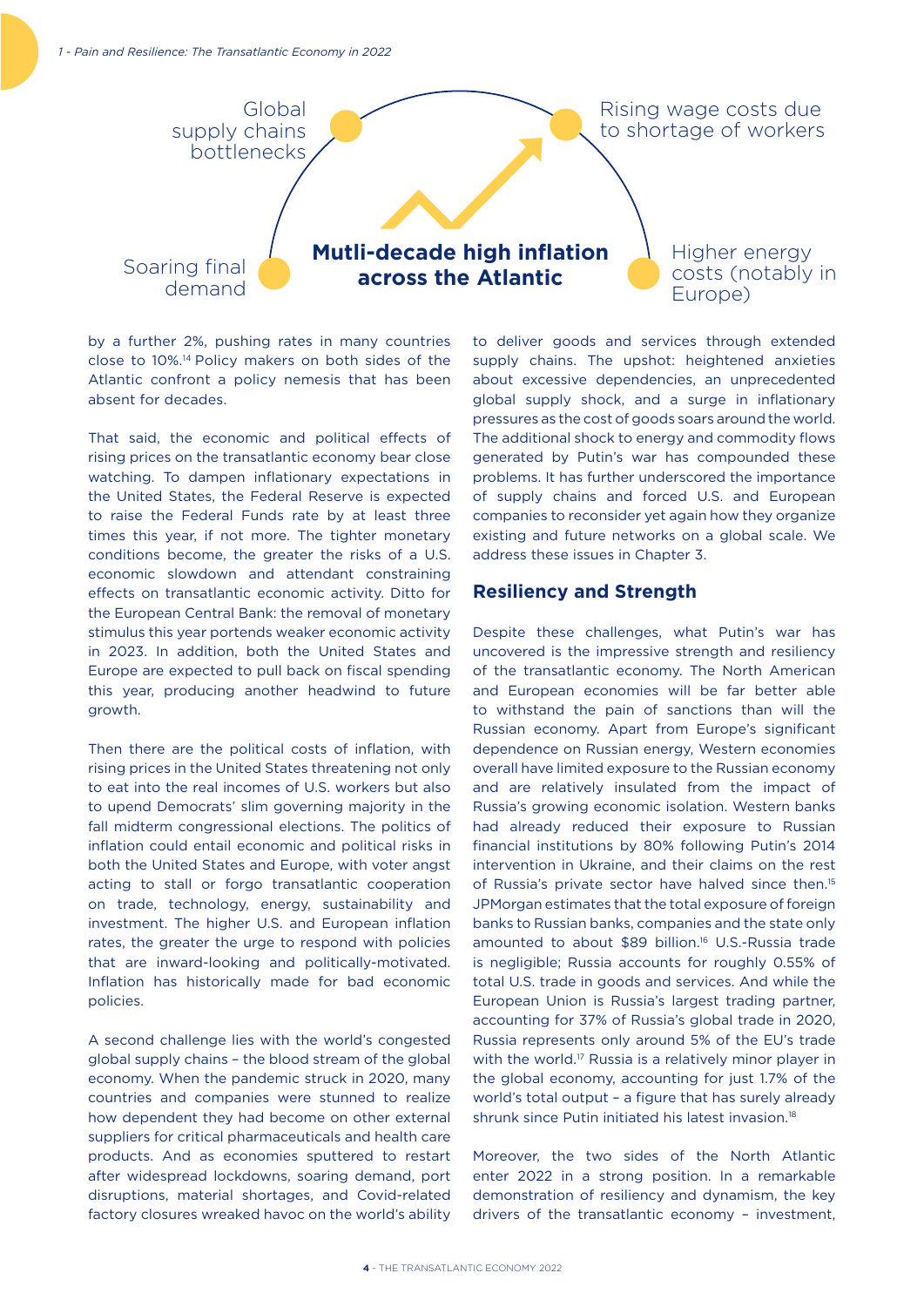Global supply chains bottlenecks

Rising wage costs due to shortage of workers

Soaring final demand

**Mutli-decade high inflation across the Atlantic**

Higher energy costs (notably in Europe)

by a further 2%, pushing rates in many countries close to 10%.[14] Policy makers on both sides of the Atlantic confront a policy nemesis that has been absent for decades.

That said, the economic and political effects of rising prices on the transatlantic economy bear close watching. To dampen inflationary expectations in the United States, the Federal Reserve is expected to raise the Federal Funds rate by at least three times this year, if not more. The tighter monetary conditions become, the greater the risks of a U.S. economic slowdown and attendant constraining effects on transatlantic economic activity. Ditto for the European Central Bank: the removal of monetary stimulus this year portends weaker economic activity in 2023. In addition, both the United States and Europe are expected to pull back on fiscal spending this year, producing another headwind to future growth.

Then there are the political costs of inflation, with rising prices in the United States threatening not only to eat into the real incomes of U.S. workers but also to upend Democrats' slim governing majority in the fall midterm congressional elections. The politics of inflation could entail economic and political risks in both the United States and Europe, with voter angst acting to stall or forgo transatlantic cooperation on trade, technology, energy, sustainability and investment. The higher U.S. and European inflation rates, the greater the urge to respond with policies that are inward-looking and politically-motivated. Inflation has historically made for bad economic policies.

A second challenge lies with the world's congested global supply chains – the blood stream of the global economy. When the pandemic struck in 2020, many countries and companies were stunned to realize how dependent they had become on other external suppliers for critical pharmaceuticals and health care products. And as economies sputtered to restart after widespread lockdowns, soaring demand, port disruptions, material shortages, and Covid-related factory closures wreaked havoc on the world's ability to deliver goods and services through extended supply chains. The upshot: heightened anxieties about excessive dependencies, an unprecedented global supply shock, and a surge in inflationary pressures as the cost of goods soars around the world. The additional shock to energy and commodity flows generated by Putin's war has compounded these problems. It has further underscored the importance of supply chains and forced U.S. and European companies to reconsider yet again how they organize existing and future networks on a global scale. We address these issues in Chapter 3.

## Resiliency and Strength

Despite these challenges, what Putin's war has uncovered is the impressive strength and resiliency of the transatlantic economy. The North American and European economies will be far better able to withstand the pain of sanctions than will the Russian economy. Apart from Europe's significant dependence on Russian energy, Western economies overall have limited exposure to the Russian economy and are relatively insulated from the impact of Russia's growing economic isolation. Western banks had already reduced their exposure to Russian financial institutions by 80% following Putin's 2014 intervention in Ukraine, and their claims on the rest of Russia's private sector have halved since then.[15] JPMorgan estimates that the total exposure of foreign banks to Russian banks, companies and the state only amounted to about $89 billion.[16] U.S.-Russia trade is negligible; Russia accounts for roughly 0.55% of total U.S. trade in goods and services. And while the European Union is Russia's largest trading partner, accounting for 37% of Russia's global trade in 2020, Russia represents only around 5% of the EU's trade with the world.[17] Russia is a relatively minor player in the global economy, accounting for just 1.7% of the world's total output – a figure that has surely already shrunk since Putin initiated his latest invasion.[18]

Moreover, the two sides of the North Atlantic enter 2022 in a strong position. In a remarkable demonstration of resiliency and dynamism, the key drivers of the transatlantic economy – investment,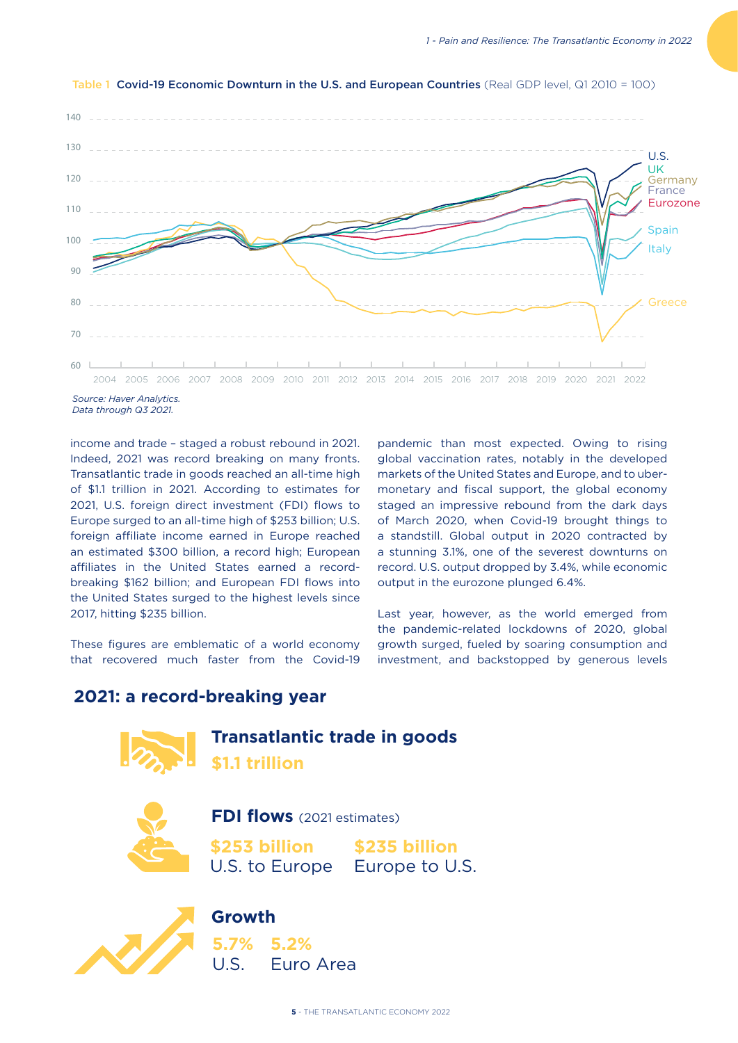**Table 1 Covid-19 Economic Downturn in the U.S. and European Countries** (Real GDP level, Q1 2010 = 100)

*Source: Haver Analytics.*
*Data through Q3 2021.*

income and trade – staged a robust rebound in 2021. Indeed, 2021 was record breaking on many fronts. Transatlantic trade in goods reached an all-time high of $1.1 trillion in 2021. According to estimates for 2021, U.S. foreign direct investment (FDI) flows to Europe surged to an all-time high of $253 billion; U.S. foreign affiliate income earned in Europe reached an estimated $300 billion, a record high; European affiliates in the United States earned a record-breaking $162 billion; and European FDI flows into the United States surged to the highest levels since 2017, hitting $235 billion.

These figures are emblematic of a world economy that recovered much faster from the Covid-19 pandemic than most expected. Owing to rising global vaccination rates, notably in the developed markets of the United States and Europe, and to uber-monetary and fiscal support, the global economy staged an impressive rebound from the dark days of March 2020, when Covid-19 brought things to a standstill. Global output in 2020 contracted by a stunning 3.1%, one of the severest downturns on record. U.S. output dropped by 3.4%, while economic output in the eurozone plunged 6.4%.

Last year, however, as the world emerged from the pandemic-related lockdowns of 2020, global growth surged, fueled by soaring consumption and investment, and backstopped by generous levels

## 2021: a record-breaking year

### Transatlantic trade in goods
**$1.1 trillion**

### FDI flows (2021 estimates)
**$253 billion** U.S. to Europe
**$235 billion** Europe to U.S.

### Growth
**5.7%** U.S.
**5.2%** Euro Area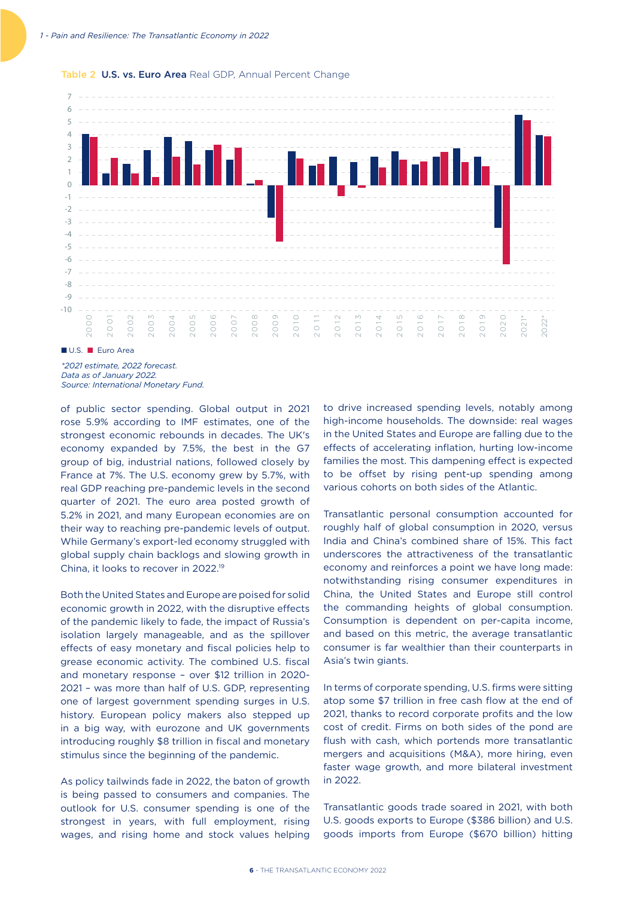**Table 2 U.S. vs. Euro Area** Real GDP, Annual Percent Change

■ U.S. ■ Euro Area

*\*2021 estimate, 2022 forecast.*
*Data as of January 2022.*
*Source: International Monetary Fund.*

of public sector spending. Global output in 2021 rose 5.9% according to IMF estimates, one of the strongest economic rebounds in decades. The UK's economy expanded by 7.5%, the best in the G7 group of big, industrial nations, followed closely by France at 7%. The U.S. economy grew by 5.7%, with real GDP reaching pre-pandemic levels in the second quarter of 2021. The euro area posted growth of 5.2% in 2021, and many European economies are on their way to reaching pre-pandemic levels of output. While Germany's export-led economy struggled with global supply chain backlogs and slowing growth in China, it looks to recover in 2022.[19]

Both the United States and Europe are poised for solid economic growth in 2022, with the disruptive effects of the pandemic likely to fade, the impact of Russia's isolation largely manageable, and as the spillover effects of easy monetary and fiscal policies help to grease economic activity. The combined U.S. fiscal and monetary response – over $12 trillion in 2020-2021 – was more than half of U.S. GDP, representing one of largest government spending surges in U.S. history. European policy makers also stepped up in a big way, with eurozone and UK governments introducing roughly $8 trillion in fiscal and monetary stimulus since the beginning of the pandemic.

As policy tailwinds fade in 2022, the baton of growth is being passed to consumers and companies. The outlook for U.S. consumer spending is one of the strongest in years, with full employment, rising wages, and rising home and stock values helping to drive increased spending levels, notably among high-income households. The downside: real wages in the United States and Europe are falling due to the effects of accelerating inflation, hurting low-income families the most. This dampening effect is expected to be offset by rising pent-up spending among various cohorts on both sides of the Atlantic.

Transatlantic personal consumption accounted for roughly half of global consumption in 2020, versus India and China's combined share of 15%. This fact underscores the attractiveness of the transatlantic economy and reinforces a point we have long made: notwithstanding rising consumer expenditures in China, the United States and Europe still control the commanding heights of global consumption. Consumption is dependent on per-capita income, and based on this metric, the average transatlantic consumer is far wealthier than their counterparts in Asia's twin giants.

In terms of corporate spending, U.S. firms were sitting atop some $7 trillion in free cash flow at the end of 2021, thanks to record corporate profits and the low cost of credit. Firms on both sides of the pond are flush with cash, which portends more transatlantic mergers and acquisitions (M&A), more hiring, even faster wage growth, and more bilateral investment in 2022.

Transatlantic goods trade soared in 2021, with both U.S. goods exports to Europe ($386 billion) and U.S. goods imports from Europe ($670 billion) hitting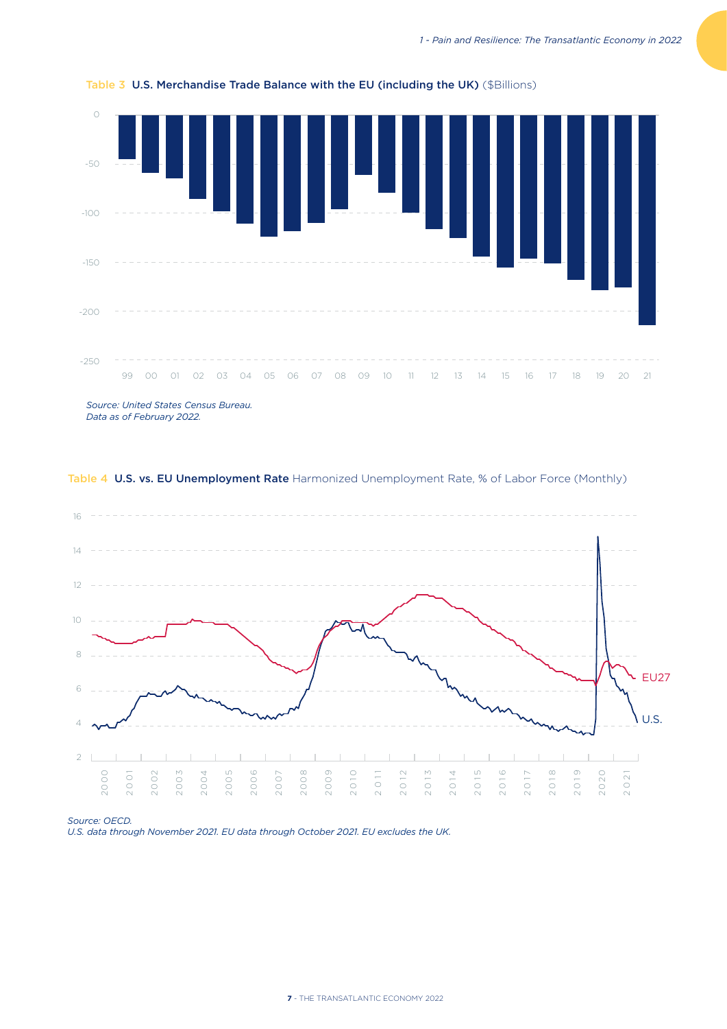**Table 3 U.S. Merchandise Trade Balance with the EU (including the UK)** ($Billions)

*Source: United States Census Bureau.*
*Data as of February 2022.*

**Table 4 U.S. vs. EU Unemployment Rate** Harmonized Unemployment Rate, % of Labor Force (Monthly)

*Source: OECD.*
*U.S. data through November 2021. EU data through October 2021. EU excludes the UK.*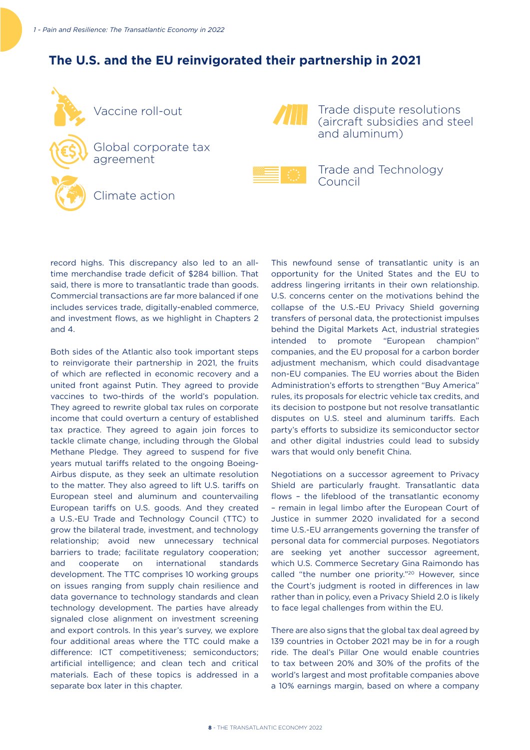## The U.S. and the EU reinvigorated their partnership in 2021

- Vaccine roll-out
- Global corporate tax agreement
- Climate action
- Trade dispute resolutions (aircraft subsidies and steel and aluminum)
- Trade and Technology Council

record highs. This discrepancy also led to an all-time merchandise trade deficit of $284 billion. That said, there is more to transatlantic trade than goods. Commercial transactions are far more balanced if one includes services trade, digitally-enabled commerce, and investment flows, as we highlight in Chapters 2 and 4.

Both sides of the Atlantic also took important steps to reinvigorate their partnership in 2021, the fruits of which are reflected in economic recovery and a united front against Putin. They agreed to provide vaccines to two-thirds of the world's population. They agreed to rewrite global tax rules on corporate income that could overturn a century of established tax practice. They agreed to again join forces to tackle climate change, including through the Global Methane Pledge. They agreed to suspend for five years mutual tariffs related to the ongoing Boeing-Airbus dispute, as they seek an ultimate resolution to the matter. They also agreed to lift U.S. tariffs on European steel and aluminum and countervailing European tariffs on U.S. goods. And they created a U.S.-EU Trade and Technology Council (TTC) to grow the bilateral trade, investment, and technology relationship; avoid new unnecessary technical barriers to trade; facilitate regulatory cooperation; and cooperate on international standards development. The TTC comprises 10 working groups on issues ranging from supply chain resilience and data governance to technology standards and clean technology development. The parties have already signaled close alignment on investment screening and export controls. In this year's survey, we explore four additional areas where the TTC could make a difference: ICT competitiveness; semiconductors; artificial intelligence; and clean tech and critical materials. Each of these topics is addressed in a separate box later in this chapter.

This newfound sense of transatlantic unity is an opportunity for the United States and the EU to address lingering irritants in their own relationship. U.S. concerns center on the motivations behind the collapse of the U.S.-EU Privacy Shield governing transfers of personal data, the protectionist impulses behind the Digital Markets Act, industrial strategies intended to promote "European champion" companies, and the EU proposal for a carbon border adjustment mechanism, which could disadvantage non-EU companies. The EU worries about the Biden Administration's efforts to strengthen "Buy America" rules, its proposals for electric vehicle tax credits, and its decision to postpone but not resolve transatlantic disputes on U.S. steel and aluminum tariffs. Each party's efforts to subsidize its semiconductor sector and other digital industries could lead to subsidy wars that would only benefit China.

Negotiations on a successor agreement to Privacy Shield are particularly fraught. Transatlantic data flows – the lifeblood of the transatlantic economy – remain in legal limbo after the European Court of Justice in summer 2020 invalidated for a second time U.S.-EU arrangements governing the transfer of personal data for commercial purposes. Negotiators are seeking yet another successor agreement, which U.S. Commerce Secretary Gina Raimondo has called "the number one priority."[20] However, since the Court's judgment is rooted in differences in law rather than in policy, even a Privacy Shield 2.0 is likely to face legal challenges from within the EU.

There are also signs that the global tax deal agreed by 139 countries in October 2021 may be in for a rough ride. The deal's Pillar One would enable countries to tax between 20% and 30% of the profits of the world's largest and most profitable companies above a 10% earnings margin, based on where a company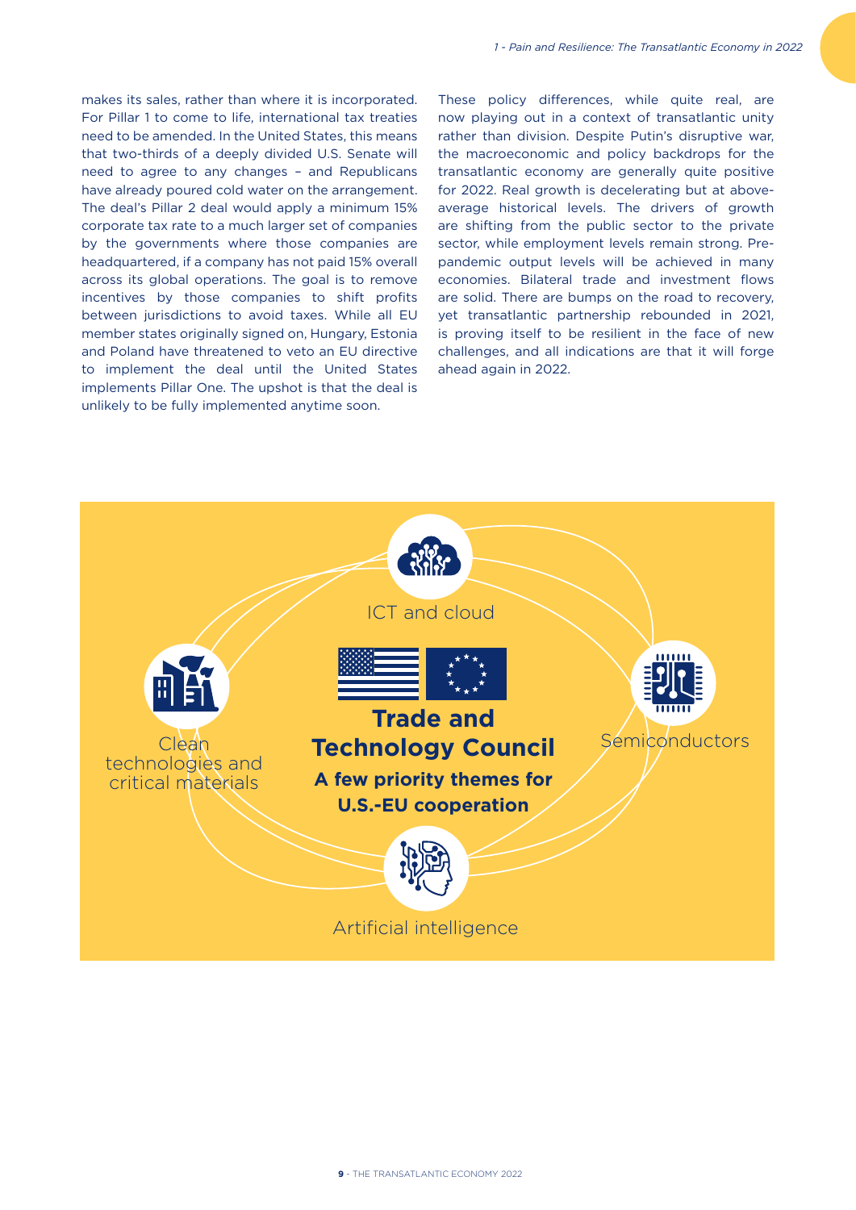makes its sales, rather than where it is incorporated. For Pillar 1 to come to life, international tax treaties need to be amended. In the United States, this means that two-thirds of a deeply divided U.S. Senate will need to agree to any changes – and Republicans have already poured cold water on the arrangement. The deal's Pillar 2 deal would apply a minimum 15% corporate tax rate to a much larger set of companies by the governments where those companies are headquartered, if a company has not paid 15% overall across its global operations. The goal is to remove incentives by those companies to shift profits between jurisdictions to avoid taxes. While all EU member states originally signed on, Hungary, Estonia and Poland have threatened to veto an EU directive to implement the deal until the United States implements Pillar One. The upshot is that the deal is unlikely to be fully implemented anytime soon.

These policy differences, while quite real, are now playing out in a context of transatlantic unity rather than division. Despite Putin's disruptive war, the macroeconomic and policy backdrops for the transatlantic economy are generally quite positive for 2022. Real growth is decelerating but at above-average historical levels. The drivers of growth are shifting from the public sector to the private sector, while employment levels remain strong. Pre-pandemic output levels will be achieved in many economies. Bilateral trade and investment flows are solid. There are bumps on the road to recovery, yet transatlantic partnership rebounded in 2021, is proving itself to be resilient in the face of new challenges, and all indications are that it will forge ahead again in 2022.

**Trade and Technology Council**

**A few priority themes for U.S.-EU cooperation**

- ICT and cloud
- Semiconductors
- Artificial intelligence
- Clean technologies and critical materials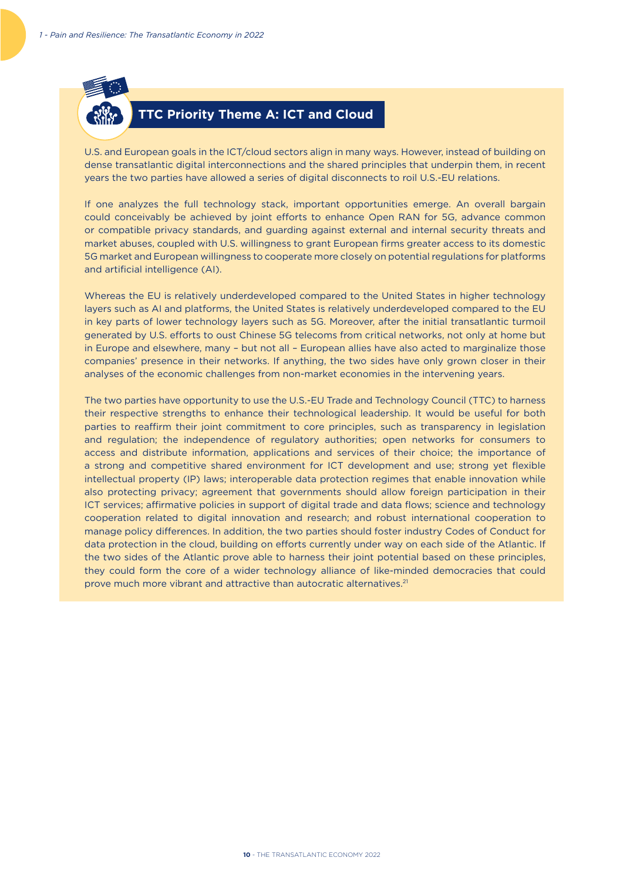## TTC Priority Theme A: ICT and Cloud

U.S. and European goals in the ICT/cloud sectors align in many ways. However, instead of building on dense transatlantic digital interconnections and the shared principles that underpin them, in recent years the two parties have allowed a series of digital disconnects to roil U.S.-EU relations.

If one analyzes the full technology stack, important opportunities emerge. An overall bargain could conceivably be achieved by joint efforts to enhance Open RAN for 5G, advance common or compatible privacy standards, and guarding against external and internal security threats and market abuses, coupled with U.S. willingness to grant European firms greater access to its domestic 5G market and European willingness to cooperate more closely on potential regulations for platforms and artificial intelligence (AI).

Whereas the EU is relatively underdeveloped compared to the United States in higher technology layers such as AI and platforms, the United States is relatively underdeveloped compared to the EU in key parts of lower technology layers such as 5G. Moreover, after the initial transatlantic turmoil generated by U.S. efforts to oust Chinese 5G telecoms from critical networks, not only at home but in Europe and elsewhere, many – but not all – European allies have also acted to marginalize those companies' presence in their networks. If anything, the two sides have only grown closer in their analyses of the economic challenges from non-market economies in the intervening years.

The two parties have opportunity to use the U.S.-EU Trade and Technology Council (TTC) to harness their respective strengths to enhance their technological leadership. It would be useful for both parties to reaffirm their joint commitment to core principles, such as transparency in legislation and regulation; the independence of regulatory authorities; open networks for consumers to access and distribute information, applications and services of their choice; the importance of a strong and competitive shared environment for ICT development and use; strong yet flexible intellectual property (IP) laws; interoperable data protection regimes that enable innovation while also protecting privacy; agreement that governments should allow foreign participation in their ICT services; affirmative policies in support of digital trade and data flows; science and technology cooperation related to digital innovation and research; and robust international cooperation to manage policy differences. In addition, the two parties should foster industry Codes of Conduct for data protection in the cloud, building on efforts currently under way on each side of the Atlantic. If the two sides of the Atlantic prove able to harness their joint potential based on these principles, they could form the core of a wider technology alliance of like-minded democracies that could prove much more vibrant and attractive than autocratic alternatives.[21]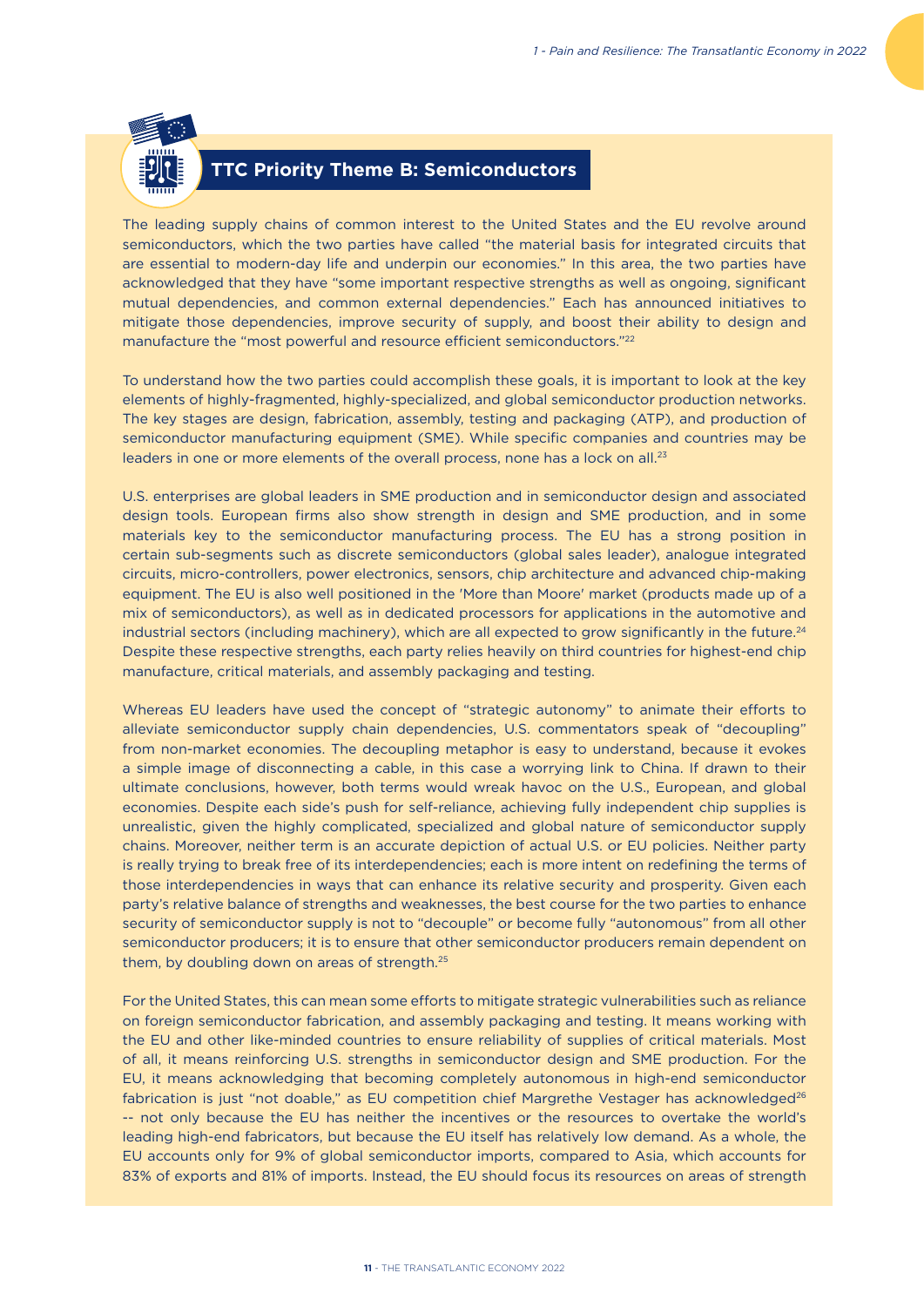## TTC Priority Theme B: Semiconductors

The leading supply chains of common interest to the United States and the EU revolve around semiconductors, which the two parties have called "the material basis for integrated circuits that are essential to modern-day life and underpin our economies." In this area, the two parties have acknowledged that they have "some important respective strengths as well as ongoing, significant mutual dependencies, and common external dependencies." Each has announced initiatives to mitigate those dependencies, improve security of supply, and boost their ability to design and manufacture the "most powerful and resource efficient semiconductors."[22]

To understand how the two parties could accomplish these goals, it is important to look at the key elements of highly-fragmented, highly-specialized, and global semiconductor production networks. The key stages are design, fabrication, assembly, testing and packaging (ATP), and production of semiconductor manufacturing equipment (SME). While specific companies and countries may be leaders in one or more elements of the overall process, none has a lock on all.[23]

U.S. enterprises are global leaders in SME production and in semiconductor design and associated design tools. European firms also show strength in design and SME production, and in some materials key to the semiconductor manufacturing process. The EU has a strong position in certain sub-segments such as discrete semiconductors (global sales leader), analogue integrated circuits, micro-controllers, power electronics, sensors, chip architecture and advanced chip-making equipment. The EU is also well positioned in the 'More than Moore' market (products made up of a mix of semiconductors), as well as in dedicated processors for applications in the automotive and industrial sectors (including machinery), which are all expected to grow significantly in the future.[24] Despite these respective strengths, each party relies heavily on third countries for highest-end chip manufacture, critical materials, and assembly packaging and testing.

Whereas EU leaders have used the concept of "strategic autonomy" to animate their efforts to alleviate semiconductor supply chain dependencies, U.S. commentators speak of "decoupling" from non-market economies. The decoupling metaphor is easy to understand, because it evokes a simple image of disconnecting a cable, in this case a worrying link to China. If drawn to their ultimate conclusions, however, both terms would wreak havoc on the U.S., European, and global economies. Despite each side's push for self-reliance, achieving fully independent chip supplies is unrealistic, given the highly complicated, specialized and global nature of semiconductor supply chains. Moreover, neither term is an accurate depiction of actual U.S. or EU policies. Neither party is really trying to break free of its interdependencies; each is more intent on redefining the terms of those interdependencies in ways that can enhance its relative security and prosperity. Given each party's relative balance of strengths and weaknesses, the best course for the two parties to enhance security of semiconductor supply is not to "decouple" or become fully "autonomous" from all other semiconductor producers; it is to ensure that other semiconductor producers remain dependent on them, by doubling down on areas of strength.[25]

For the United States, this can mean some efforts to mitigate strategic vulnerabilities such as reliance on foreign semiconductor fabrication, and assembly packaging and testing. It means working with the EU and other like-minded countries to ensure reliability of supplies of critical materials. Most of all, it means reinforcing U.S. strengths in semiconductor design and SME production. For the EU, it means acknowledging that becoming completely autonomous in high-end semiconductor fabrication is just "not doable," as EU competition chief Margrethe Vestager has acknowledged[26] -- not only because the EU has neither the incentives or the resources to overtake the world's leading high-end fabricators, but because the EU itself has relatively low demand. As a whole, the EU accounts only for 9% of global semiconductor imports, compared to Asia, which accounts for 83% of exports and 81% of imports. Instead, the EU should focus its resources on areas of strength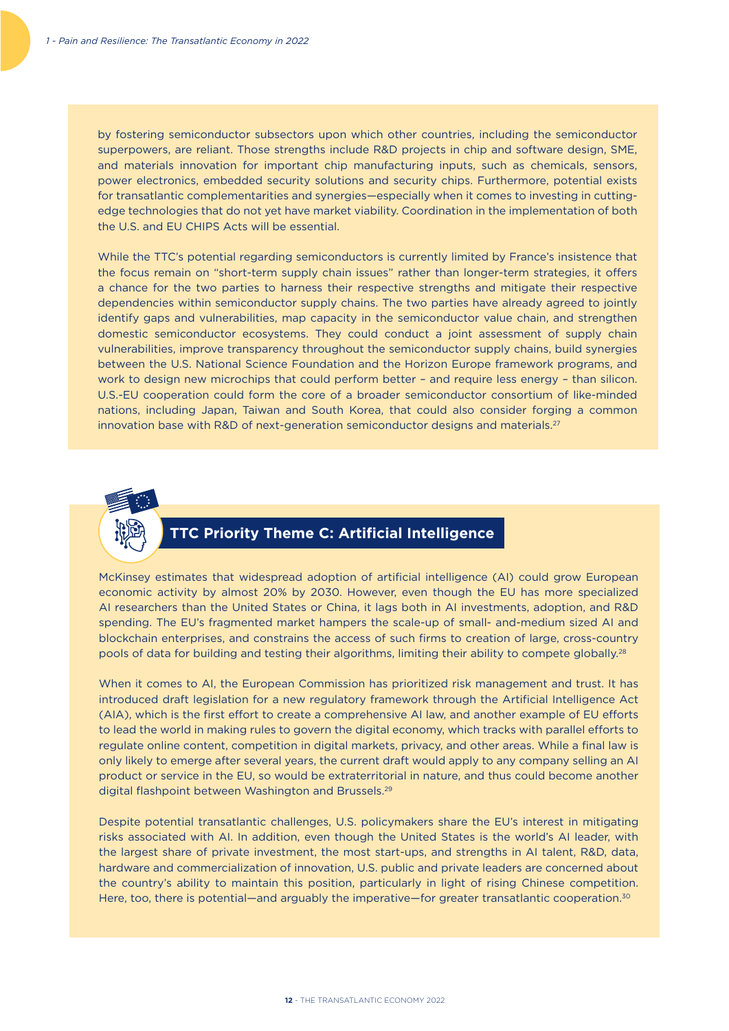by fostering semiconductor subsectors upon which other countries, including the semiconductor superpowers, are reliant. Those strengths include R&D projects in chip and software design, SME, and materials innovation for important chip manufacturing inputs, such as chemicals, sensors, power electronics, embedded security solutions and security chips. Furthermore, potential exists for transatlantic complementarities and synergies—especially when it comes to investing in cutting-edge technologies that do not yet have market viability. Coordination in the implementation of both the U.S. and EU CHIPS Acts will be essential.

While the TTC's potential regarding semiconductors is currently limited by France's insistence that the focus remain on "short-term supply chain issues" rather than longer-term strategies, it offers a chance for the two parties to harness their respective strengths and mitigate their respective dependencies within semiconductor supply chains. The two parties have already agreed to jointly identify gaps and vulnerabilities, map capacity in the semiconductor value chain, and strengthen domestic semiconductor ecosystems. They could conduct a joint assessment of supply chain vulnerabilities, improve transparency throughout the semiconductor supply chains, build synergies between the U.S. National Science Foundation and the Horizon Europe framework programs, and work to design new microchips that could perform better – and require less energy – than silicon. U.S.-EU cooperation could form the core of a broader semiconductor consortium of like-minded nations, including Japan, Taiwan and South Korea, that could also consider forging a common innovation base with R&D of next-generation semiconductor designs and materials.[27]

## TTC Priority Theme C: Artificial Intelligence

McKinsey estimates that widespread adoption of artificial intelligence (AI) could grow European economic activity by almost 20% by 2030. However, even though the EU has more specialized AI researchers than the United States or China, it lags both in AI investments, adoption, and R&D spending. The EU's fragmented market hampers the scale-up of small- and-medium sized AI and blockchain enterprises, and constrains the access of such firms to creation of large, cross-country pools of data for building and testing their algorithms, limiting their ability to compete globally.[28]

When it comes to AI, the European Commission has prioritized risk management and trust. It has introduced draft legislation for a new regulatory framework through the Artificial Intelligence Act (AIA), which is the first effort to create a comprehensive AI law, and another example of EU efforts to lead the world in making rules to govern the digital economy, which tracks with parallel efforts to regulate online content, competition in digital markets, privacy, and other areas. While a final law is only likely to emerge after several years, the current draft would apply to any company selling an AI product or service in the EU, so would be extraterritorial in nature, and thus could become another digital flashpoint between Washington and Brussels.[29]

Despite potential transatlantic challenges, U.S. policymakers share the EU's interest in mitigating risks associated with AI. In addition, even though the United States is the world's AI leader, with the largest share of private investment, the most start-ups, and strengths in AI talent, R&D, data, hardware and commercialization of innovation, U.S. public and private leaders are concerned about the country's ability to maintain this position, particularly in light of rising Chinese competition. Here, too, there is potential—and arguably the imperative—for greater transatlantic cooperation.[30]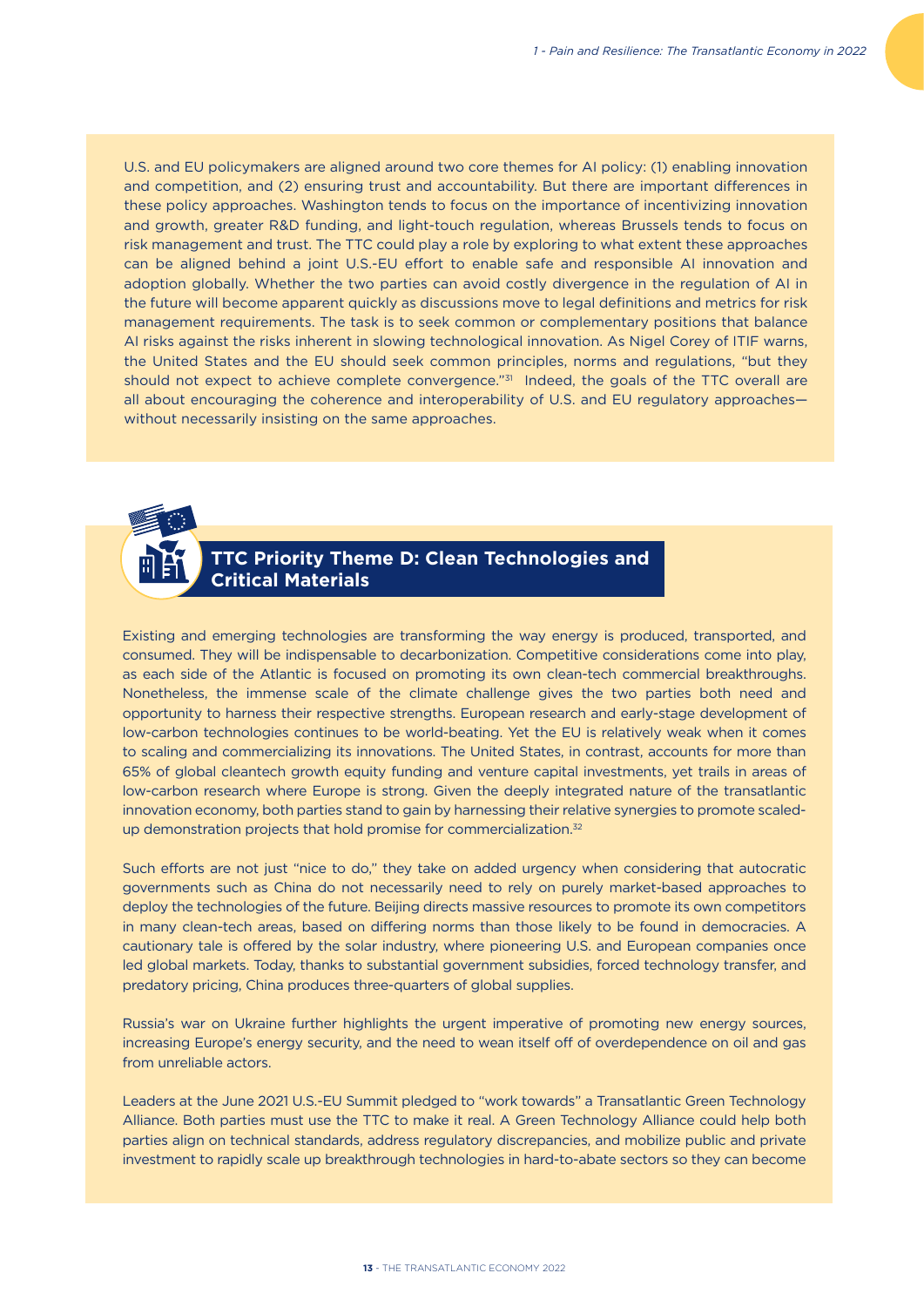U.S. and EU policymakers are aligned around two core themes for AI policy: (1) enabling innovation and competition, and (2) ensuring trust and accountability. But there are important differences in these policy approaches. Washington tends to focus on the importance of incentivizing innovation and growth, greater R&D funding, and light-touch regulation, whereas Brussels tends to focus on risk management and trust. The TTC could play a role by exploring to what extent these approaches can be aligned behind a joint U.S.-EU effort to enable safe and responsible AI innovation and adoption globally. Whether the two parties can avoid costly divergence in the regulation of AI in the future will become apparent quickly as discussions move to legal definitions and metrics for risk management requirements. The task is to seek common or complementary positions that balance AI risks against the risks inherent in slowing technological innovation. As Nigel Corey of ITIF warns, the United States and the EU should seek common principles, norms and regulations, "but they should not expect to achieve complete convergence."[31] Indeed, the goals of the TTC overall are all about encouraging the coherence and interoperability of U.S. and EU regulatory approaches—without necessarily insisting on the same approaches.

## TTC Priority Theme D: Clean Technologies and Critical Materials

Existing and emerging technologies are transforming the way energy is produced, transported, and consumed. They will be indispensable to decarbonization. Competitive considerations come into play, as each side of the Atlantic is focused on promoting its own clean-tech commercial breakthroughs. Nonetheless, the immense scale of the climate challenge gives the two parties both need and opportunity to harness their respective strengths. European research and early-stage development of low-carbon technologies continues to be world-beating. Yet the EU is relatively weak when it comes to scaling and commercializing its innovations. The United States, in contrast, accounts for more than 65% of global cleantech growth equity funding and venture capital investments, yet trails in areas of low-carbon research where Europe is strong. Given the deeply integrated nature of the transatlantic innovation economy, both parties stand to gain by harnessing their relative synergies to promote scaled-up demonstration projects that hold promise for commercialization.[32]

Such efforts are not just "nice to do," they take on added urgency when considering that autocratic governments such as China do not necessarily need to rely on purely market-based approaches to deploy the technologies of the future. Beijing directs massive resources to promote its own competitors in many clean-tech areas, based on differing norms than those likely to be found in democracies. A cautionary tale is offered by the solar industry, where pioneering U.S. and European companies once led global markets. Today, thanks to substantial government subsidies, forced technology transfer, and predatory pricing, China produces three-quarters of global supplies.

Russia's war on Ukraine further highlights the urgent imperative of promoting new energy sources, increasing Europe's energy security, and the need to wean itself off of overdependence on oil and gas from unreliable actors.

Leaders at the June 2021 U.S.-EU Summit pledged to "work towards" a Transatlantic Green Technology Alliance. Both parties must use the TTC to make it real. A Green Technology Alliance could help both parties align on technical standards, address regulatory discrepancies, and mobilize public and private investment to rapidly scale up breakthrough technologies in hard-to-abate sectors so they can become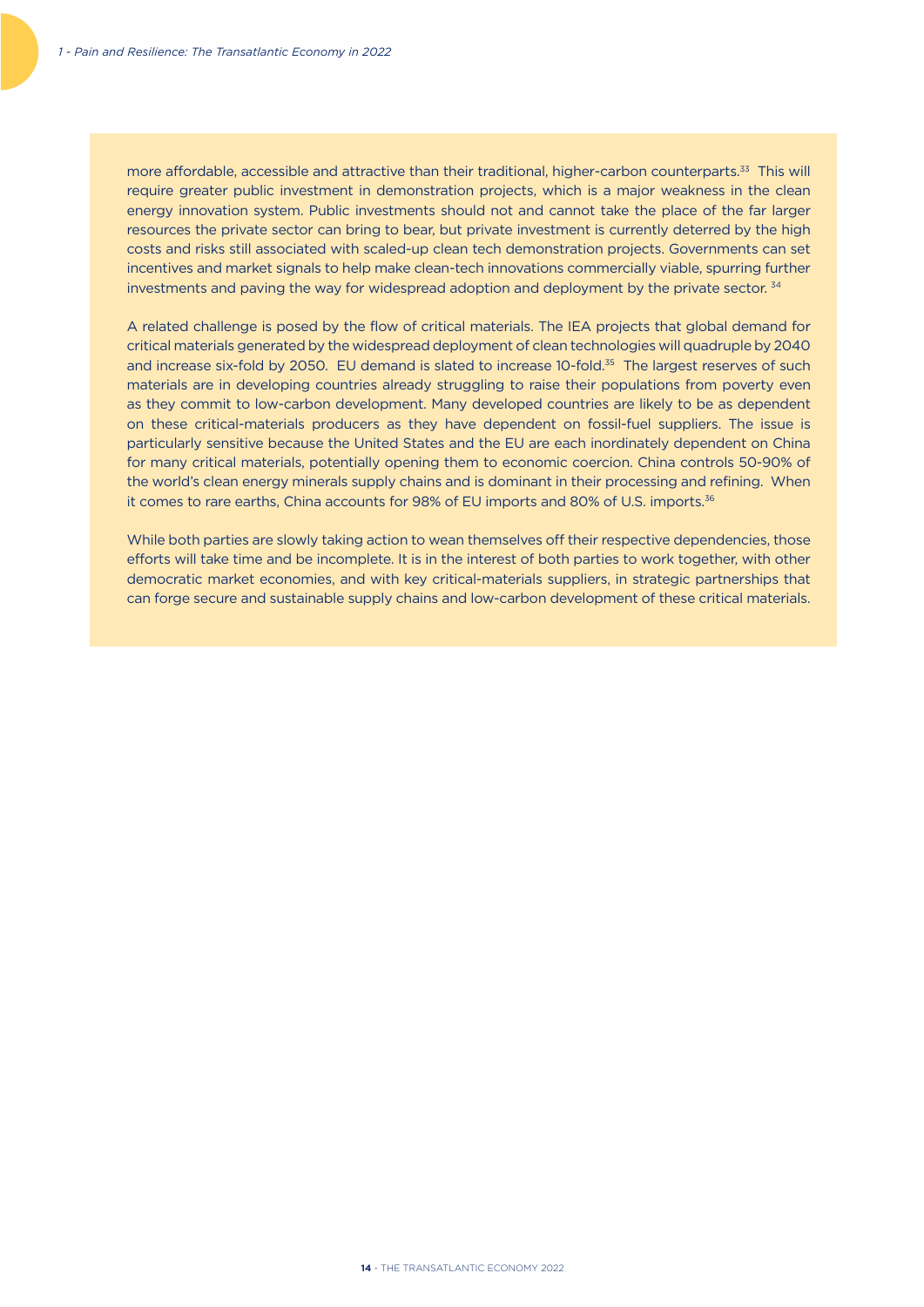more affordable, accessible and attractive than their traditional, higher-carbon counterparts.[33] This will require greater public investment in demonstration projects, which is a major weakness in the clean energy innovation system. Public investments should not and cannot take the place of the far larger resources the private sector can bring to bear, but private investment is currently deterred by the high costs and risks still associated with scaled-up clean tech demonstration projects. Governments can set incentives and market signals to help make clean-tech innovations commercially viable, spurring further investments and paving the way for widespread adoption and deployment by the private sector. [34]

A related challenge is posed by the flow of critical materials. The IEA projects that global demand for critical materials generated by the widespread deployment of clean technologies will quadruple by 2040 and increase six-fold by 2050. EU demand is slated to increase 10-fold.[35] The largest reserves of such materials are in developing countries already struggling to raise their populations from poverty even as they commit to low-carbon development. Many developed countries are likely to be as dependent on these critical-materials producers as they have dependent on fossil-fuel suppliers. The issue is particularly sensitive because the United States and the EU are each inordinately dependent on China for many critical materials, potentially opening them to economic coercion. China controls 50-90% of the world's clean energy minerals supply chains and is dominant in their processing and refining. When it comes to rare earths, China accounts for 98% of EU imports and 80% of U.S. imports.[36]

While both parties are slowly taking action to wean themselves off their respective dependencies, those efforts will take time and be incomplete. It is in the interest of both parties to work together, with other democratic market economies, and with key critical-materials suppliers, in strategic partnerships that can forge secure and sustainable supply chains and low-carbon development of these critical materials.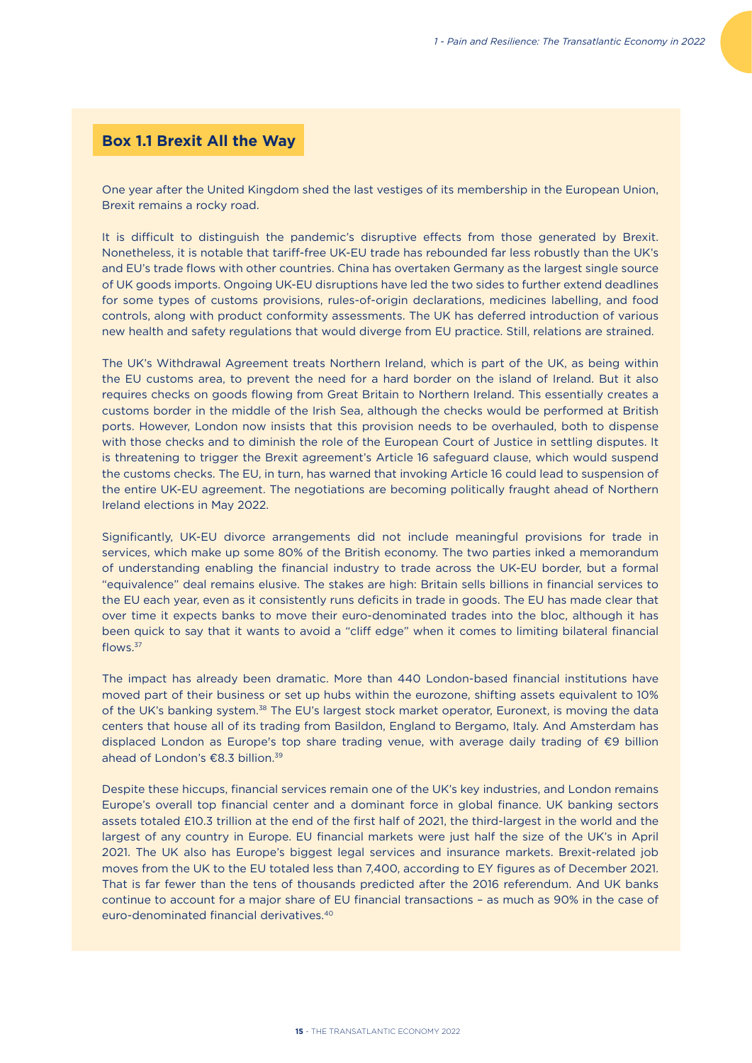## Box 1.1 Brexit All the Way

One year after the United Kingdom shed the last vestiges of its membership in the European Union, Brexit remains a rocky road.

It is difficult to distinguish the pandemic's disruptive effects from those generated by Brexit. Nonetheless, it is notable that tariff-free UK-EU trade has rebounded far less robustly than the UK's and EU's trade flows with other countries. China has overtaken Germany as the largest single source of UK goods imports. Ongoing UK-EU disruptions have led the two sides to further extend deadlines for some types of customs provisions, rules-of-origin declarations, medicines labelling, and food controls, along with product conformity assessments. The UK has deferred introduction of various new health and safety regulations that would diverge from EU practice. Still, relations are strained.

The UK's Withdrawal Agreement treats Northern Ireland, which is part of the UK, as being within the EU customs area, to prevent the need for a hard border on the island of Ireland. But it also requires checks on goods flowing from Great Britain to Northern Ireland. This essentially creates a customs border in the middle of the Irish Sea, although the checks would be performed at British ports. However, London now insists that this provision needs to be overhauled, both to dispense with those checks and to diminish the role of the European Court of Justice in settling disputes. It is threatening to trigger the Brexit agreement's Article 16 safeguard clause, which would suspend the customs checks. The EU, in turn, has warned that invoking Article 16 could lead to suspension of the entire UK-EU agreement. The negotiations are becoming politically fraught ahead of Northern Ireland elections in May 2022.

Significantly, UK-EU divorce arrangements did not include meaningful provisions for trade in services, which make up some 80% of the British economy. The two parties inked a memorandum of understanding enabling the financial industry to trade across the UK-EU border, but a formal "equivalence" deal remains elusive. The stakes are high: Britain sells billions in financial services to the EU each year, even as it consistently runs deficits in trade in goods. The EU has made clear that over time it expects banks to move their euro-denominated trades into the bloc, although it has been quick to say that it wants to avoid a "cliff edge" when it comes to limiting bilateral financial flows.[37]

The impact has already been dramatic. More than 440 London-based financial institutions have moved part of their business or set up hubs within the eurozone, shifting assets equivalent to 10% of the UK's banking system.[38] The EU's largest stock market operator, Euronext, is moving the data centers that house all of its trading from Basildon, England to Bergamo, Italy. And Amsterdam has displaced London as Europe's top share trading venue, with average daily trading of €9 billion ahead of London's €8.3 billion.[39]

Despite these hiccups, financial services remain one of the UK's key industries, and London remains Europe's overall top financial center and a dominant force in global finance. UK banking sectors assets totaled £10.3 trillion at the end of the first half of 2021, the third-largest in the world and the largest of any country in Europe. EU financial markets were just half the size of the UK's in April 2021. The UK also has Europe's biggest legal services and insurance markets. Brexit-related job moves from the UK to the EU totaled less than 7,400, according to EY figures as of December 2021. That is far fewer than the tens of thousands predicted after the 2016 referendum. And UK banks continue to account for a major share of EU financial transactions – as much as 90% in the case of euro-denominated financial derivatives.[40]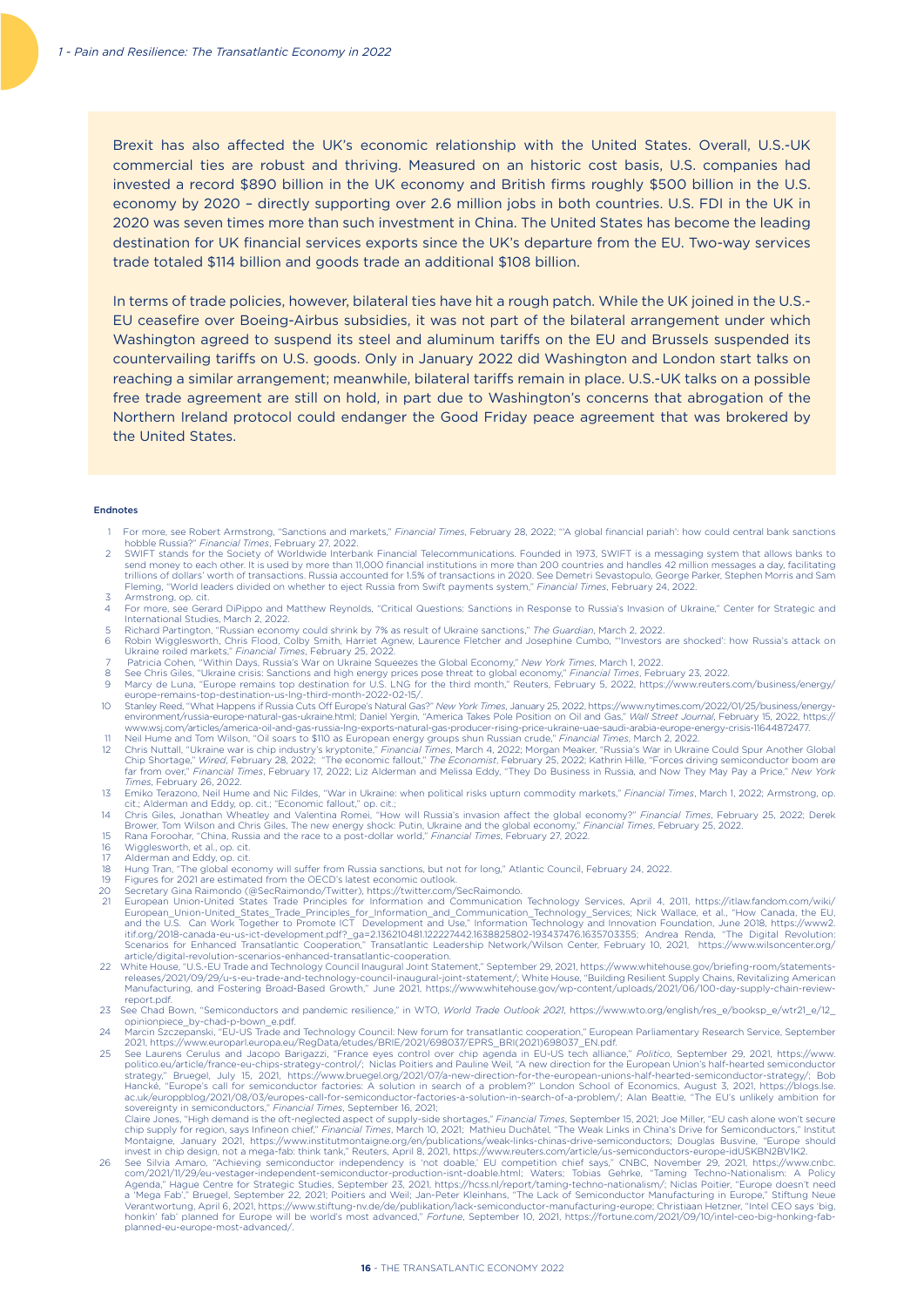Brexit has also affected the UK's economic relationship with the United States. Overall, U.S.-UK commercial ties are robust and thriving. Measured on an historic cost basis, U.S. companies had invested a record $890 billion in the UK economy and British firms roughly $500 billion in the U.S. economy by 2020 – directly supporting over 2.6 million jobs in both countries. U.S. FDI in the UK in 2020 was seven times more than such investment in China. The United States has become the leading destination for UK financial services exports since the UK's departure from the EU. Two-way services trade totaled $114 billion and goods trade an additional $108 billion.

In terms of trade policies, however, bilateral ties have hit a rough patch. While the UK joined in the U.S.-EU ceasefire over Boeing-Airbus subsidies, it was not part of the bilateral arrangement under which Washington agreed to suspend its steel and aluminum tariffs on the EU and Brussels suspended its countervailing tariffs on U.S. goods. Only in January 2022 did Washington and London start talks on reaching a similar arrangement; meanwhile, bilateral tariffs remain in place. U.S.-UK talks on a possible free trade agreement are still on hold, in part due to Washington's concerns that abrogation of the Northern Ireland protocol could endanger the Good Friday peace agreement that was brokered by the United States.

#### Endnotes

1. For more, see Robert Armstrong, "Sanctions and markets," *Financial Times*, February 28, 2022; "'A global financial pariah': how could central bank sanctions hobble Russia?" *Financial Times*, February 27, 2022.
2. SWIFT stands for the Society of Worldwide Interbank Financial Telecommunications. Founded in 1973, SWIFT is a messaging system that allows banks to send money to each other. It is used by more than 11,000 financial institutions in more than 200 countries and handles 42 million messages a day, facilitating trillions of dollars' worth of transactions. Russia accounted for 1.5% of transactions in 2020. See Demetri Sevastopulo, George Parker, Stephen Morris and Sam Fleming, "World leaders divided on whether to eject Russia from Swift payments system," *Financial Times*, February 24, 2022.
3. Armstrong, op. cit.
4. For more, see Gerard DiPippo and Matthew Reynolds, "Critical Questions: Sanctions in Response to Russia's Invasion of Ukraine," Center for Strategic and International Studies, March 2, 2022.
5. Richard Partington, "Russian economy could shrink by 7% as result of Ukraine sanctions," *The Guardian*, March 2, 2022.
6. Robin Wigglesworth, Chris Flood, Colby Smith, Harriet Agnew, Laurence Fletcher and Josephine Cumbo, "'Investors are shocked': how Russia's attack on Ukraine roiled markets," *Financial Times*, February 25, 2022.
7. Patricia Cohen, "Within Days, Russia's War on Ukraine Squeezes the Global Economy," *New York Times*, March 1, 2022.
8. See Chris Giles, "Ukraine crisis: Sanctions and high energy prices pose threat to global economy," *Financial Times*, February 23, 2022.
9. Marcy de Luna, "Europe remains top destination for U.S. LNG for the third month," Reuters, February 5, 2022, https://www.reuters.com/business/energy/europe-remains-top-destination-us-lng-third-month-2022-02-15/.
10. Stanley Reed, "What Happens if Russia Cuts Off Europe's Natural Gas?" *New York Times*, January 25, 2022, https://www.nytimes.com/2022/01/25/business/energy-environment/russia-europe-natural-gas-ukraine.html; Daniel Yergin, "America Takes Pole Position on Oil and Gas," *Wall Street Journal*, February 15, 2022, https://www.wsj.com/articles/america-oil-and-gas-russia-lng-exports-natural-gas-producer-rising-price-ukraine-uae-saudi-arabia-europe-energy-crisis-11644872477.
11. Neil Hume and Tom Wilson, "Oil soars to $110 as European energy groups shun Russian crude," *Financial Times*, March 2, 2022.
12. Chris Nuttall, "Ukraine war is chip industry's kryptonite," *Financial Times*, March 4, 2022; Morgan Meaker, "Russia's War in Ukraine Could Spur Another Global Chip Shortage," *Wired*, February 28, 2022; "The economic fallout," *The Economist*, February 25, 2022; Kathrin Hille, "Forces driving semiconductor boom are far from over," *Financial Times*, February 17, 2022; Liz Alderman and Melissa Eddy, "They Do Business in Russia, and Now They May Pay a Price," *New York Times*, February 26, 2022.
13. Emiko Terazono, Neil Hume and Nic Fildes, "War in Ukraine: when political risks upturn commodity markets," *Financial Times*, March 1, 2022; Armstrong, op. cit.; Alderman and Eddy, op. cit.; "Economic fallout," op. cit.
14. Chris Giles, Jonathan Wheatley and Valentina Romei, "How will Russia's invasion affect the global economy?" *Financial Times*, February 25, 2022; Derek Brower, Tom Wilson and Chris Giles, The new energy shock: Putin, Ukraine and the global economy," *Financial Times*, February 25, 2022.
15. Rana Foroohar, "China, Russia and the race to a post-dollar world," *Financial Times*, February 27, 2022.
16. Wigglesworth, et al., op. cit.
17. Alderman and Eddy, op. cit.
18. Hung Tran, "The global economy will suffer from Russia sanctions, but not for long," Atlantic Council, February 24, 2022.
19. Figures for 2021 are estimated from the OECD's latest economic outlook.
20. Secretary Gina Raimondo (@SecRaimondo/Twitter), https://twitter.com/SecRaimondo.
21. European Union-United States Trade Principles for Information and Communication Technology Services, April 4, 2011, https://itlaw.fandom.com/wiki/European_Union-United_States_Trade_Principles_for_Information_and_Communication_Technology_Services; Nick Wallace, et al., "How Canada, the EU, and the U.S. Can Work Together to Promote ICT Development and Use," Information Technology and Innovation Foundation, June 2018, https://www2.itif.org/2018-canada-eu-us-ict-development.pdf?_ga=2.136210481.122227442.1638825802-193437476.1635703355; Andrea Renda, "The Digital Revolution: Scenarios for Enhanced Transatlantic Cooperation," Transatlantic Leadership Network/Wilson Center, February 10, 2021, https://www.wilsoncenter.org/article/digital-revolution-scenarios-enhanced-transatlantic-cooperation.
22. White House, "U.S.-EU Trade and Technology Council Inaugural Joint Statement," September 29, 2021, https://www.whitehouse.gov/briefing-room/statements-releases/2021/09/29/u-s-eu-trade-and-technology-council-inaugural-joint-statement/; White House, "Building Resilient Supply Chains, Revitalizing American Manufacturing, and Fostering Broad-Based Growth," June 2021, https://www.whitehouse.gov/wp-content/uploads/2021/06/100-day-supply-chain-review-report.pdf.
23. See Chad Bown, "Semiconductors and pandemic resilience," in WTO, *World Trade Outlook 2021*, https://www.wto.org/english/res_e/booksp_e/wtr21_e/12_opinionpiece_by-chad-p-bown_e.pdf.
24. Marcin Szczepanski, "EU-US Trade and Technology Council: New forum for transatlantic cooperation," European Parliamentary Research Service, September 2021, https://www.europarl.europa.eu/RegData/etudes/BRIE/2021/698037/EPRS_BRI(2021)698037_EN.pdf.
25. See Laurens Cerulus and Jacopo Barigazzi, "France eyes control over chip agenda in EU-US tech alliance," *Politico*, September 29, 2021, https://www.politico.eu/article/france-eu-chips-strategy-control/; Niclas Poitiers and Pauline Weil, "A new direction for the European Union's half-hearted semiconductor strategy," Bruegel, July 15, 2021, https://www.bruegel.org/2021/07/a-new-direction-for-the-european-unions-half-hearted-semiconductor-strategy/; Bob Hancké, "Europe's call for semiconductor factories: A solution in search of a problem?" London School of Economics, August 3, 2021, https://blogs.lse.ac.uk/europpblog/2021/08/03/europes-call-for-semiconductor-factories-a-solution-in-search-of-a-problem/; Alan Beattie, "The EU's unlikely ambition for sovereignty in semiconductors," *Financial Times*, September 16, 2021;
Claire Jones, "High demand is the oft-neglected aspect of supply-side shortages," *Financial Times*, September 15, 2021; Joe Miller, "EU cash alone won't secure chip supply for region, says Infineon chief," *Financial Times*, March 10, 2021; Mathieu Duchâtel, "The Weak Links in China's Drive for Semiconductors," Institut Montaigne, January 2021, https://www.institutmontaigne.org/en/publications/weak-links-chinas-drive-semiconductors; Douglas Busvine, "Europe should invest in chip design, not a mega-fab: think tank," Reuters, April 8, 2021, https://www.reuters.com/article/us-semiconductors-europe-idUSKBN2BV1K2.
26. See Silvia Amaro, "Achieving semiconductor independency is 'not doable,' EU competition chief says," CNBC, November 29, 2021, https://www.cnbc.com/2021/11/29/eu-vestager-independent-semiconductor-production-isnt-doable.html; Waters; Tobias Gehrke, "Taming Techno-Nationalism: A Policy Agenda," Hague Centre for Strategic Studies, September 23, 2021, https://hcss.nl/report/taming-techno-nationalism/; Niclas Poitier, "Europe doesn't need a 'Mega Fab'," Bruegel, September 22, 2021; Poitiers and Weil; Jan-Peter Kleinhans, "The Lack of Semiconductor Manufacturing in Europe," Stiftung Neue Verantwortung, April 6, 2021, https://www.stiftung-nv.de/de/publikation/lack-semiconductor-manufacturing-europe; Christiaan Hetzner, "Intel CEO says 'big, honkin' fab' planned for Europe will be world's most advanced," *Fortune*, September 10, 2021, https://fortune.com/2021/09/10/intel-ceo-big-honking-fab-planned-eu-europe-most-advanced/.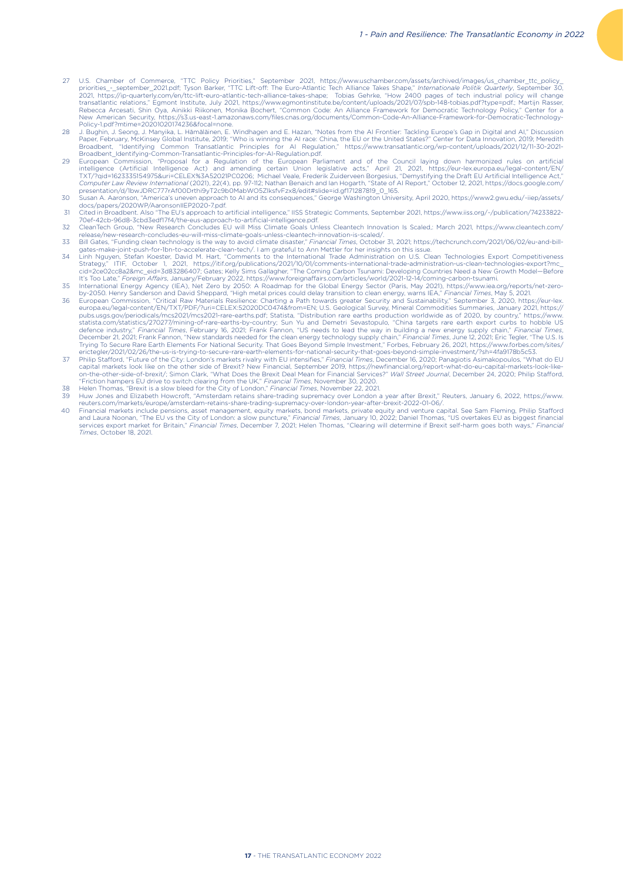27 U.S. Chamber of Commerce, "TTC Policy Priorities," September 2021, https://www.uschamber.com/assets/archived/images/us_chamber_ttc_policy_priorities_-_september_2021.pdf; Tyson Barker, "TTC Lift-off: The Euro-Atlantic Tech Alliance Takes Shape," *Internationale Politik Quarterly*, September 30, 2021, https://ip-quarterly.com/en/ttc-lift-euro-atlantic-tech-alliance-takes-shape; Tobias Gehrke, "How 2400 pages of tech industrial policy will change transatlantic relations," Egmont Institute, July 2021, https://www.egmontinstitute.be/content/uploads/2021/07/spb-148-tobias.pdf?type=pdf.; Martijn Rasser, Rebecca Arcesati, Shin Oya, Ainikki Riikonen, Monika Bochert, "Common Code: An Alliance Framework for Democratic Technology Policy," Center for a New American Security, https://s3.us-east-1.amazonaws.com/files.cnas.org/documents/Common-Code-An-Alliance-Framework-for-Democratic-Technology-Policy-1.pdf?mtime=20201020174236&focal=none.

28 J. Bughin, J. Seong, J. Manyika, L. Hämäläinen, E. Windhagen and E. Hazan, "Notes from the AI Frontier: Tackling Europe's Gap in Digital and AI," Discussion Paper, February, McKinsey Global Institute, 2019; "Who is winning the AI race: China, the EU or the United States?" Center for Data Innovation, 2019; Meredith Broadbent, "Identifying Common Transatlantic Principles for AI Regulation," https://www.transatlantic.org/wp-content/uploads/2021/12/11-30-2021-Broadbent_Identifying-Common-Transatlantic-Principles-for-AI-Regulation.pdf.

29 European Commission, "Proposal for a Regulation of the European Parliament and of the Council laying down harmonized rules on artificial intelligence (Artificial Intelligence Act) and amending certain Union legislative acts," April 21, 2021, https://eur-lex.europa.eu/legal-content/EN/TXT/?qid=1623335154975&uri=CELEX%3A52021PC0206; Michael Veale, Frederik Zuiderveen Borgesius, "Demystifying the Draft EU Artificial Intelligence Act," *Computer Law Review International* (2021), 22(4), pp. 97-112; Nathan Benaich and Ian Hogarth, "State of AI Report," October 12, 2021, https://docs.google.com/presentation/d/1bwJDRC777rAf00Drthi9yT2c9b0MabWO5ZlksfvFzx8/edit#slide=id.gf171287819_0_165.

30 Susan A. Aaronson, "America's uneven approach to AI and its consequences," George Washington University, April 2020, https://www2.gwu.edu/~iiep/assets/docs/papers/2020WP/AaronsonIIEP2020-7.pdf.

31 Cited in Broadbent. Also "The EU's approach to artificial intelligence," IISS Strategic Comments, September 2021, https://www.iiss.org/-/publication/74233822-70ef-42cb-96d8-3cbd3edf17f4/the-eus-approach-to-artificial-intelligence.pdf.

32 CleanTech Group, "New Research Concludes EU will Miss Climate Goals Unless Cleantech Innovation Is Scaled,: March 2021, https://www.cleantech.com/release/new-research-concludes-eu-will-miss-climate-goals-unless-cleantech-innovation-is-scaled/.

33 Bill Gates, "Funding clean technology is the way to avoid climate disaster," *Financial Times*, October 31, 2021; https://techcrunch.com/2021/06/02/eu-and-bill-gates-make-joint-push-for-1bn-to-accelerate-clean-tech/. I am grateful to Ann Mettler for her insights on this issue.

34 Linh Nguyen, Stefan Koester, David M. Hart, "Comments to the International Trade Administration on U.S. Clean Technologies Export Competitiveness Strategy," ITIF, October 1, 2021, https://itif.org/publications/2021/10/01/comments-international-trade-administration-us-clean-technologies-export?mc_cid=2ce02cc8a2&mc_eid=3d83286407; Gates; Kelly Sims Gallagher, "The Coming Carbon Tsunami: Developing Countries Need a New Growth Model—Before It's Too Late," *Foreign Affairs*, January/February 2022, https://www.foreignaffairs.com/articles/world/2021-12-14/coming-carbon-tsunami.

35 International Energy Agency (IEA), Net Zero by 2050: A Roadmap for the Global Energy Sector (Paris, May 2021), https://www.iea.org/reports/net-zero-by-2050. Henry Sanderson and David Sheppard, "High metal prices could delay transition to clean energy, warns IEA," *Financial Times*, May 5, 2021.

36 European Commission, "Critical Raw Materials Resilience: Charting a Path towards greater Security and Sustainability," September 3, 2020, https://eur-lex.europa.eu/legal-content/EN/TXT/PDF/?uri=CELEX:52020DC0474&from=EN; U.S. Geological Survey, Mineral Commodities Summaries, January 2021, https://pubs.usgs.gov/periodicals/mcs2021/mcs2021-rare-earths.pdf; Statista, "Distribution rare earths production worldwide as of 2020, by country," https://www.statista.com/statistics/270277/mining-of-rare-earths-by-country; Sun Yu and Demetri Sevastopulo, "China targets rare earth export curbs to hobble US defence industry," *Financial Times*, February 16, 2021; Frank Fannon, "US needs to lead the way in building a new energy supply chain," *Financial Times*, December 21, 2021; Frank Fannon, "New standards needed for the clean energy technology supply chain," *Financial Times*, June 12, 2021; Eric Tegler, "The U.S. Is Trying To Secure Rare Earth Elements For National Security. That Goes Beyond Simple Investment," Forbes, February 26, 2021, https://www.forbes.com/sites/erictegler/2021/02/26/the-us-is-trying-to-secure-rare-earth-elements-for-national-security-that-goes-beyond-simple-investment/?sh=4fa9178b5c53.

37 Philip Stafford, "Future of the City: London's markets rivalry with EU intensifies," *Financial Times*, December 16, 2020; Panagiotis Asimakopoulos, "What do EU capital markets look like on the other side of Brexit? New Financial, September 2019, https://newfinancial.org/report-what-do-eu-capital-markets-look-like-on-the-other-side-of-brexit/; Simon Clark, "What Does the Brexit Deal Mean for Financial Services?" *Wall Street Journal*, December 24, 2020; Philip Stafford, "Friction hampers EU drive to switch clearing from the UK," *Financial Times*, November 30, 2020.

38 Helen Thomas, "Brexit is a slow bleed for the City of London," *Financial Times*, November 22, 2021.

39 Huw Jones and Elizabeth Howcroft, "Amsterdam retains share-trading supremacy over London a year after Brexit," Reuters, January 6, 2022, https://www.reuters.com/markets/europe/amsterdam-retains-share-trading-supremacy-over-london-year-after-brexit-2022-01-06/.

40 Financial markets include pensions, asset management, equity markets, bond markets, private equity and venture capital. See Sam Fleming, Philip Stafford and Laura Noonan, "The EU vs the City of London: a slow puncture," *Financial Times*, January 10, 2022; Daniel Thomas, "US overtakes EU as biggest financial services export market for Britain," *Financial Times*, December 7, 2021; Helen Thomas, "Clearing will determine if Brexit self-harm goes both ways," *Financial Times*, October 18, 2021.